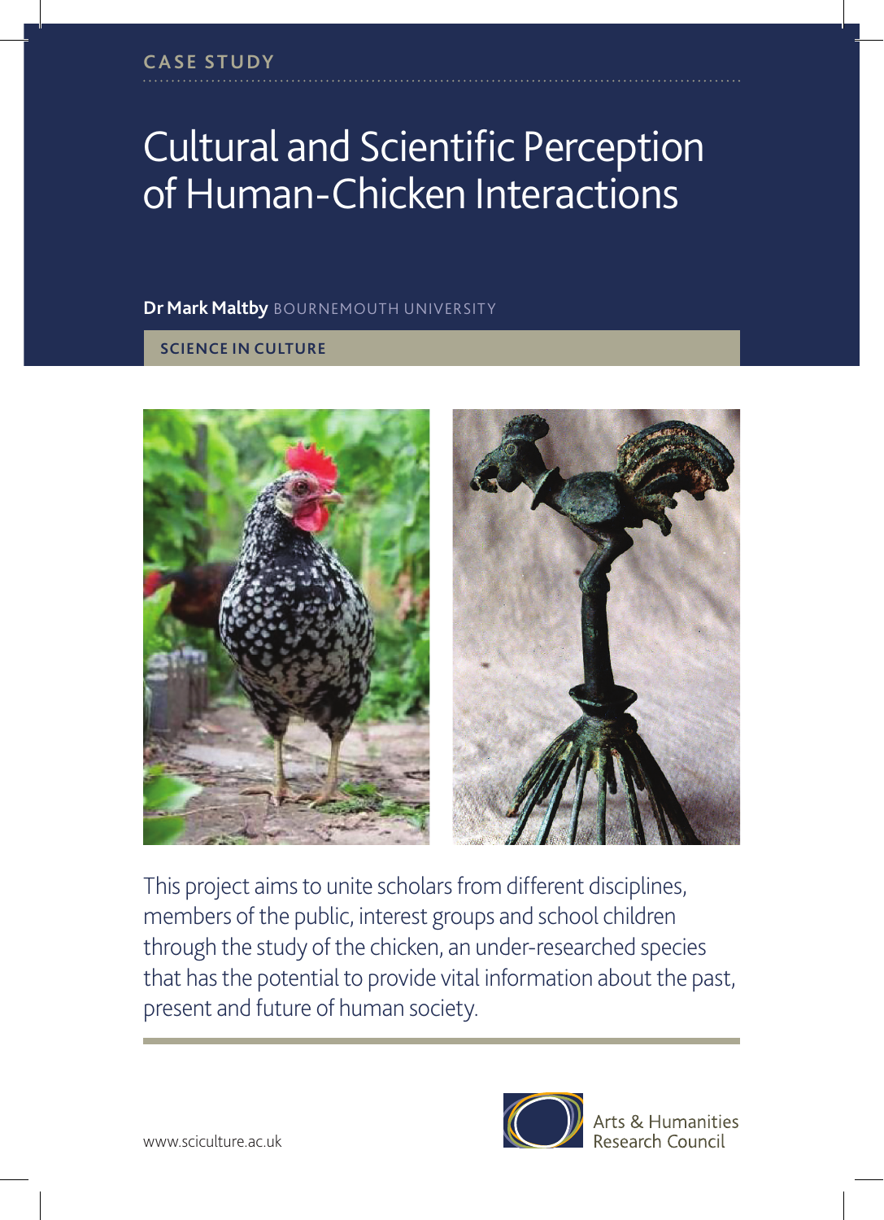CASE STUDY

# Cultural and Scientific Perception of Human-Chicken Interactions

**Dr Mark Maltby** BOURNEMOUTH UNIVERSITY

**SCIENCE IN CULTURE**

This project aims to unite scholars from different disciplines, members of the public, interest groups and school children through the study of the chicken, an under-researched species that has the potential to provide vital information about the past, present and future of human society.

www.sciculture.ac.uk

Arts & Humanities Research Council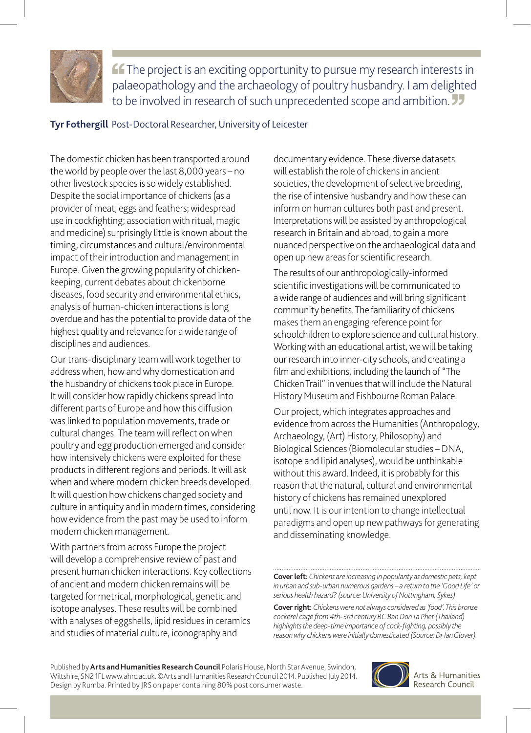> "The project is an exciting opportunity to pursue my research interests in palaeopathology and the archaeology of poultry husbandry. I am delighted to be involved in research of such unprecedented scope and ambition."

**Tyr Fothergill** Post-Doctoral Researcher, University of Leicester

The domestic chicken has been transported around the world by people over the last 8,000 years – no other livestock species is so widely established. Despite the social importance of chickens (as a provider of meat, eggs and feathers; widespread use in cockfighting; association with ritual, magic and medicine) surprisingly little is known about the timing, circumstances and cultural/environmental impact of their introduction and management in Europe. Given the growing popularity of chicken-keeping, current debates about chickenborne diseases, food security and environmental ethics, analysis of human-chicken interactions is long overdue and has the potential to provide data of the highest quality and relevance for a wide range of disciplines and audiences.

Our trans-disciplinary team will work together to address when, how and why domestication and the husbandry of chickens took place in Europe. It will consider how rapidly chickens spread into different parts of Europe and how this diffusion was linked to population movements, trade or cultural changes. The team will reflect on when poultry and egg production emerged and consider how intensively chickens were exploited for these products in different regions and periods. It will ask when and where modern chicken breeds developed. It will question how chickens changed society and culture in antiquity and in modern times, considering how evidence from the past may be used to inform modern chicken management.

With partners from across Europe the project will develop a comprehensive review of past and present human chicken interactions. Key collections of ancient and modern chicken remains will be targeted for metrical, morphological, genetic and isotope analyses. These results will be combined with analyses of eggshells, lipid residues in ceramics and studies of material culture, iconography and documentary evidence. These diverse datasets will establish the role of chickens in ancient societies, the development of selective breeding, the rise of intensive husbandry and how these can inform on human cultures both past and present. Interpretations will be assisted by anthropological research in Britain and abroad, to gain a more nuanced perspective on the archaeological data and open up new areas for scientific research.

The results of our anthropologically-informed scientific investigations will be communicated to a wide range of audiences and will bring significant community benefits. The familiarity of chickens makes them an engaging reference point for schoolchildren to explore science and cultural history. Working with an educational artist, we will be taking our research into inner-city schools, and creating a film and exhibitions, including the launch of "The Chicken Trail" in venues that will include the Natural History Museum and Fishbourne Roman Palace.

Our project, which integrates approaches and evidence from across the Humanities (Anthropology, Archaeology, (Art) History, Philosophy) and Biological Sciences (Biomolecular studies – DNA, isotope and lipid analyses), would be unthinkable without this award. Indeed, it is probably for this reason that the natural, cultural and environmental history of chickens has remained unexplored until now. It is our intention to change intellectual paradigms and open up new pathways for generating and disseminating knowledge.

**Cover left:** *Chickens are increasing in popularity as domestic pets, kept in urban and sub-urban numerous gardens – a return to the 'Good Life' or serious health hazard? (source: University of Nottingham, Sykes)*

**Cover right:** *Chickens were not always considered as 'food'. This bronze cockerel cage from 4th-3rd century BC Ban Don Ta Phet (Thailand) highlights the deep-time importance of cock-fighting, possibly the reason why chickens were initially domesticated (Source: Dr Ian Glover).*

Published by **Arts and Humanities Research Council** Polaris House, North Star Avenue, Swindon, Wiltshire, SN2 1FL www.ahrc.ac.uk. ©Arts and Humanities Research Council 2014. Published July 2014. Design by Rumba. Printed by JRS on paper containing 80% post consumer waste.

Arts & Humanities Research Council